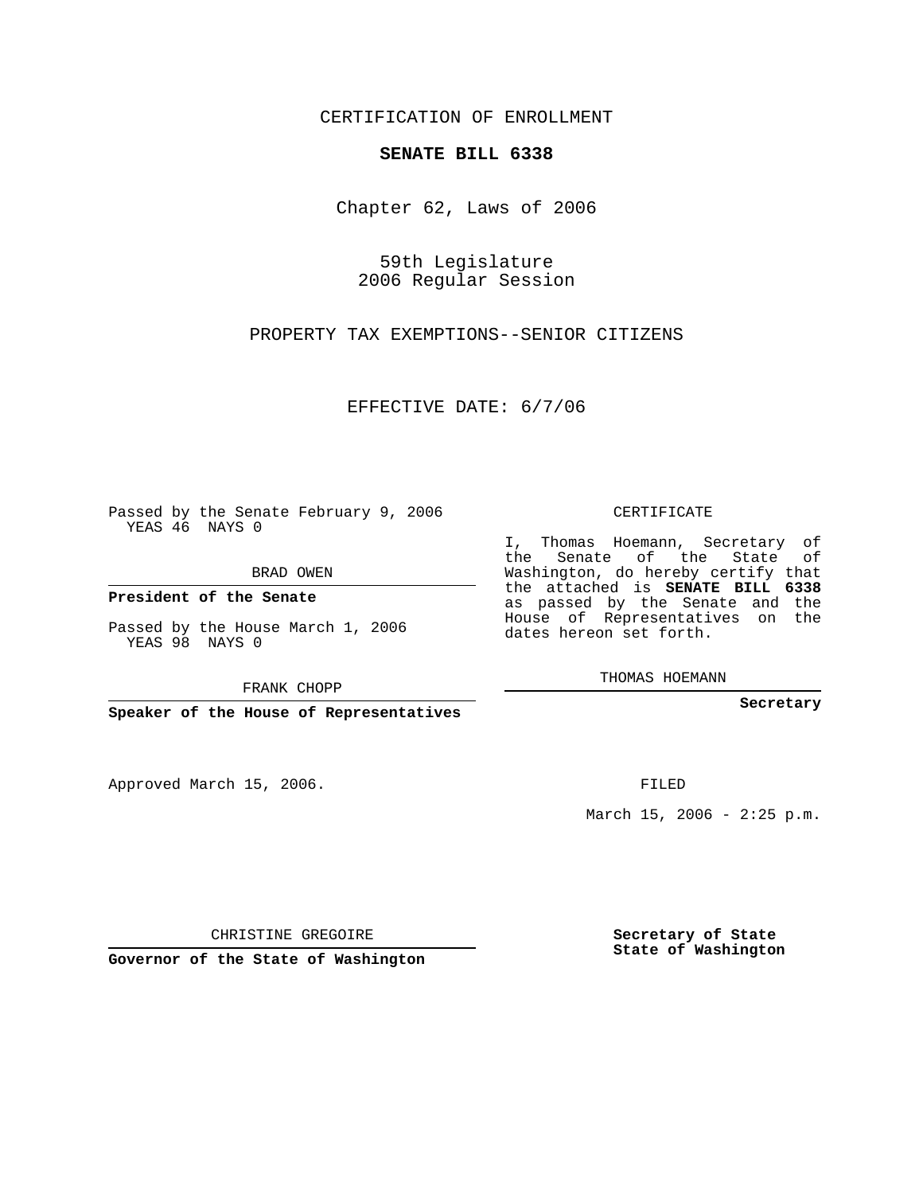CERTIFICATION OF ENROLLMENT

**SENATE BILL 6338**

Chapter 62, Laws of 2006

59th Legislature
2006 Regular Session

PROPERTY TAX EXEMPTIONS--SENIOR CITIZENS

EFFECTIVE DATE: 6/7/06

Passed by the Senate February 9, 2006
YEAS 46 NAYS 0

BRAD OWEN

**President of the Senate**

Passed by the House March 1, 2006
YEAS 98 NAYS 0

FRANK CHOPP

**Speaker of the House of Representatives**

CERTIFICATE

I, Thomas Hoemann, Secretary of the Senate of the State of Washington, do hereby certify that the attached is **SENATE BILL 6338** as passed by the Senate and the House of Representatives on the dates hereon set forth.

THOMAS HOEMANN

**Secretary**

Approved March 15, 2006.

FILED

March 15, 2006 - 2:25 p.m.

CHRISTINE GREGOIRE

**Governor of the State of Washington**

**Secretary of State**
**State of Washington**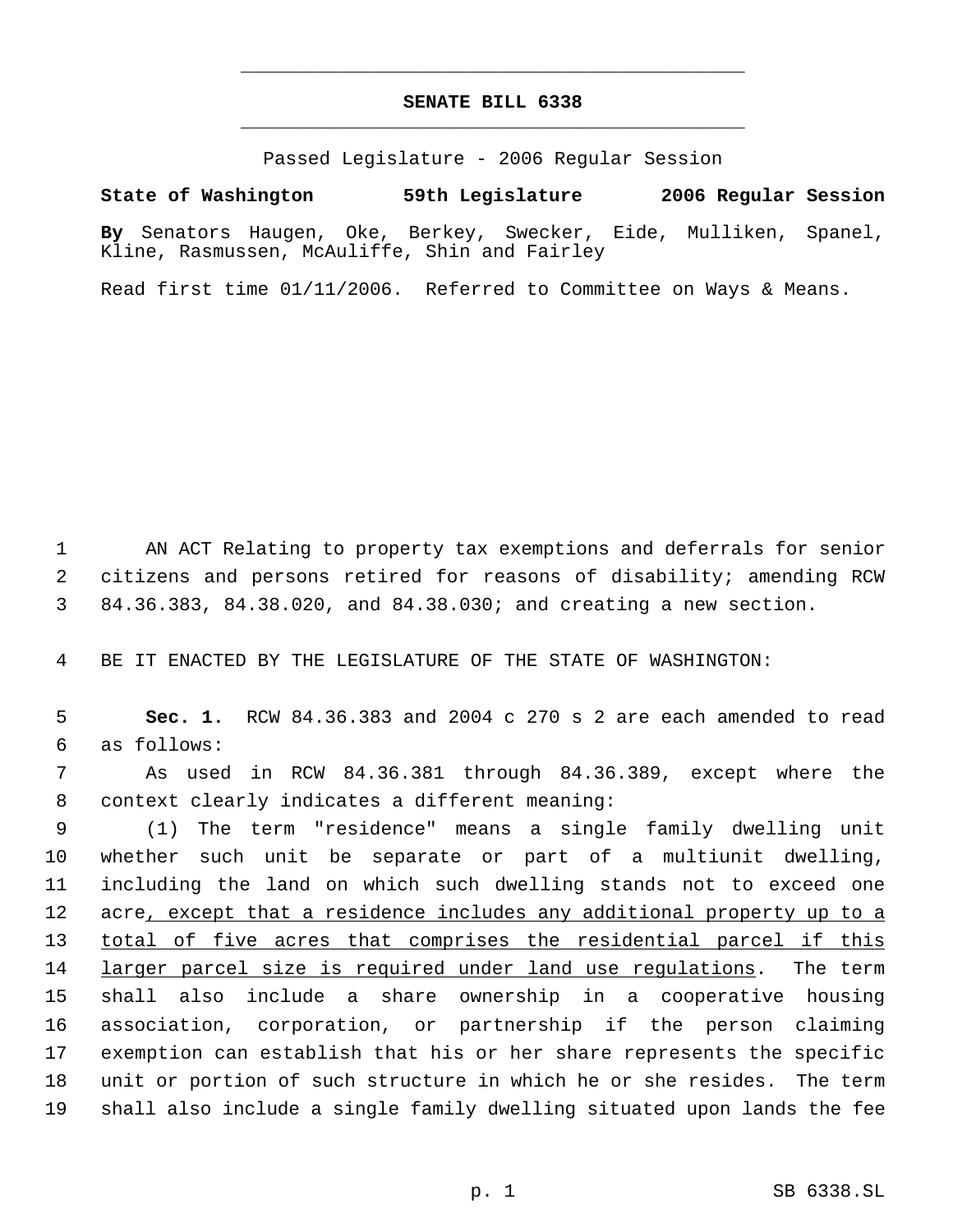# SENATE BILL 6338

Passed Legislature - 2006 Regular Session

**State of Washington 59th Legislature 2006 Regular Session**

**By** Senators Haugen, Oke, Berkey, Swecker, Eide, Mulliken, Spanel, Kline, Rasmussen, McAuliffe, Shin and Fairley

Read first time 01/11/2006. Referred to Committee on Ways & Means.

1 AN ACT Relating to property tax exemptions and deferrals for senior
2 citizens and persons retired for reasons of disability; amending RCW
3 84.36.383, 84.38.020, and 84.38.030; and creating a new section.

4 BE IT ENACTED BY THE LEGISLATURE OF THE STATE OF WASHINGTON:

5 **Sec. 1.** RCW 84.36.383 and 2004 c 270 s 2 are each amended to read
6 as follows:

7 As used in RCW 84.36.381 through 84.36.389, except where the
8 context clearly indicates a different meaning:

9 (1) The term "residence" means a single family dwelling unit
10 whether such unit be separate or part of a multiunit dwelling,
11 including the land on which such dwelling stands not to exceed one
12 acre<u>, except that a residence includes any additional property up to a</u>
13 <u>total of five acres that comprises the residential parcel if this</u>
14 <u>larger parcel size is required under land use regulations</u>. The term
15 shall also include a share ownership in a cooperative housing
16 association, corporation, or partnership if the person claiming
17 exemption can establish that his or her share represents the specific
18 unit or portion of such structure in which he or she resides. The term
19 shall also include a single family dwelling situated upon lands the fee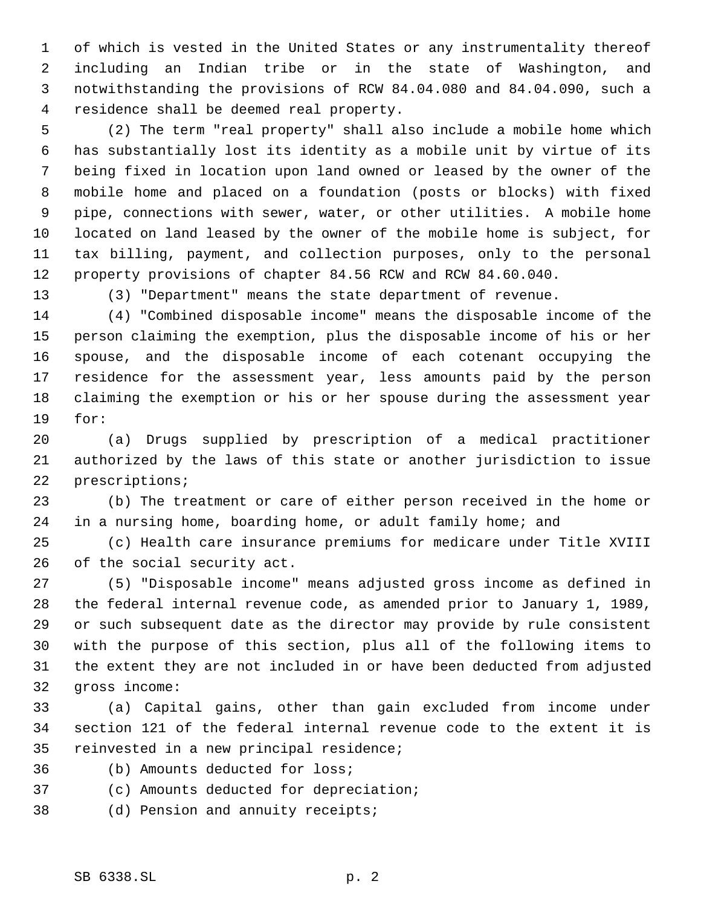of which is vested in the United States or any instrumentality thereof including an Indian tribe or in the state of Washington, and notwithstanding the provisions of RCW 84.04.080 and 84.04.090, such a residence shall be deemed real property.

(2) The term "real property" shall also include a mobile home which has substantially lost its identity as a mobile unit by virtue of its being fixed in location upon land owned or leased by the owner of the mobile home and placed on a foundation (posts or blocks) with fixed pipe, connections with sewer, water, or other utilities. A mobile home located on land leased by the owner of the mobile home is subject, for tax billing, payment, and collection purposes, only to the personal property provisions of chapter 84.56 RCW and RCW 84.60.040.

(3) "Department" means the state department of revenue.

(4) "Combined disposable income" means the disposable income of the person claiming the exemption, plus the disposable income of his or her spouse, and the disposable income of each cotenant occupying the residence for the assessment year, less amounts paid by the person claiming the exemption or his or her spouse during the assessment year for:

(a) Drugs supplied by prescription of a medical practitioner authorized by the laws of this state or another jurisdiction to issue prescriptions;

(b) The treatment or care of either person received in the home or in a nursing home, boarding home, or adult family home; and

(c) Health care insurance premiums for medicare under Title XVIII of the social security act.

(5) "Disposable income" means adjusted gross income as defined in the federal internal revenue code, as amended prior to January 1, 1989, or such subsequent date as the director may provide by rule consistent with the purpose of this section, plus all of the following items to the extent they are not included in or have been deducted from adjusted gross income:

(a) Capital gains, other than gain excluded from income under section 121 of the federal internal revenue code to the extent it is reinvested in a new principal residence;

(b) Amounts deducted for loss;

(c) Amounts deducted for depreciation;

(d) Pension and annuity receipts;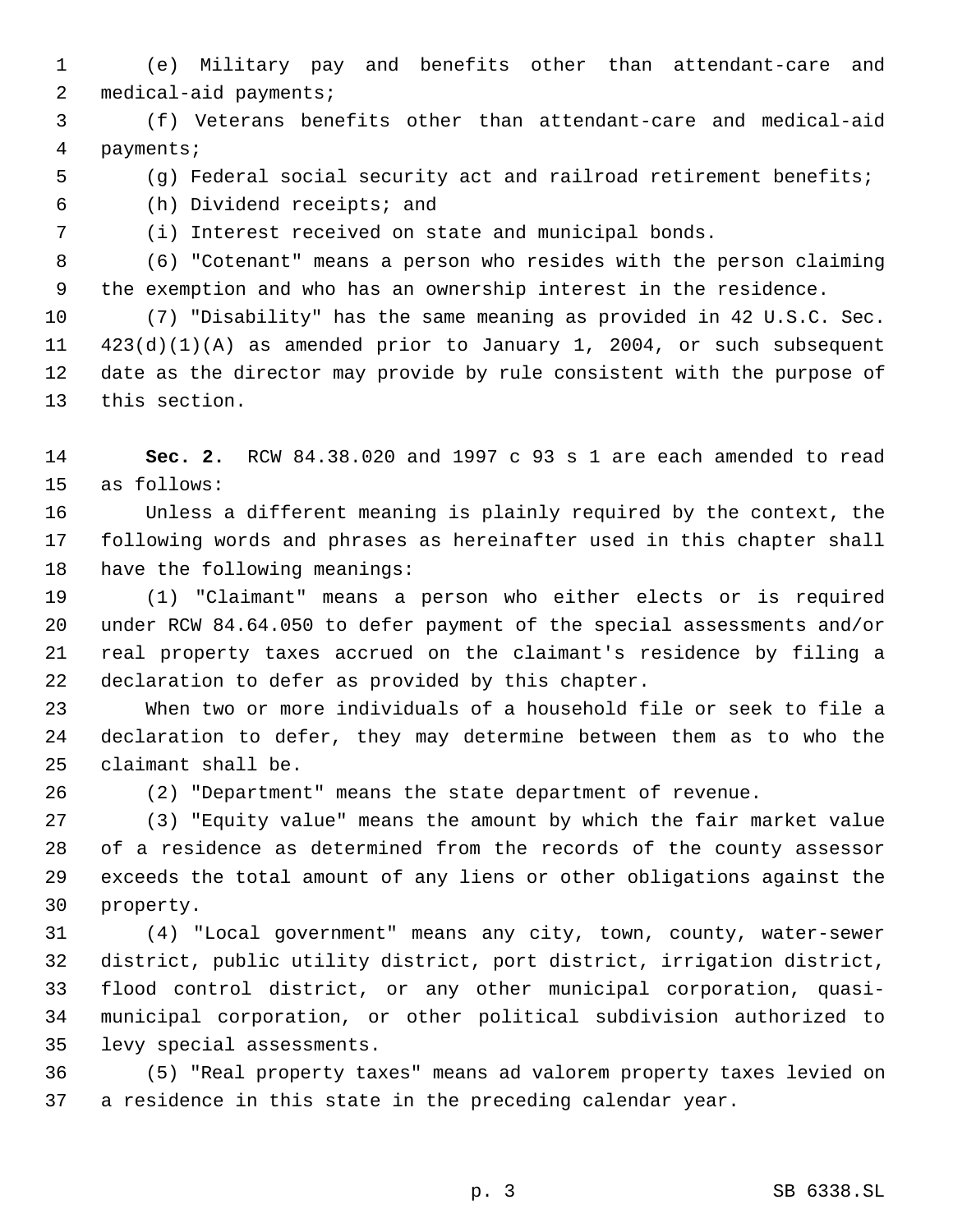(e) Military pay and benefits other than attendant-care and medical-aid payments;

(f) Veterans benefits other than attendant-care and medical-aid payments;

(g) Federal social security act and railroad retirement benefits;

(h) Dividend receipts; and

(i) Interest received on state and municipal bonds.

(6) "Cotenant" means a person who resides with the person claiming the exemption and who has an ownership interest in the residence.

(7) "Disability" has the same meaning as provided in 42 U.S.C. Sec. 423(d)(1)(A) as amended prior to January 1, 2004, or such subsequent date as the director may provide by rule consistent with the purpose of this section.

**Sec. 2.** RCW 84.38.020 and 1997 c 93 s 1 are each amended to read as follows:

Unless a different meaning is plainly required by the context, the following words and phrases as hereinafter used in this chapter shall have the following meanings:

(1) "Claimant" means a person who either elects or is required under RCW 84.64.050 to defer payment of the special assessments and/or real property taxes accrued on the claimant's residence by filing a declaration to defer as provided by this chapter.

When two or more individuals of a household file or seek to file a declaration to defer, they may determine between them as to who the claimant shall be.

(2) "Department" means the state department of revenue.

(3) "Equity value" means the amount by which the fair market value of a residence as determined from the records of the county assessor exceeds the total amount of any liens or other obligations against the property.

(4) "Local government" means any city, town, county, water-sewer district, public utility district, port district, irrigation district, flood control district, or any other municipal corporation, quasi-municipal corporation, or other political subdivision authorized to levy special assessments.

(5) "Real property taxes" means ad valorem property taxes levied on a residence in this state in the preceding calendar year.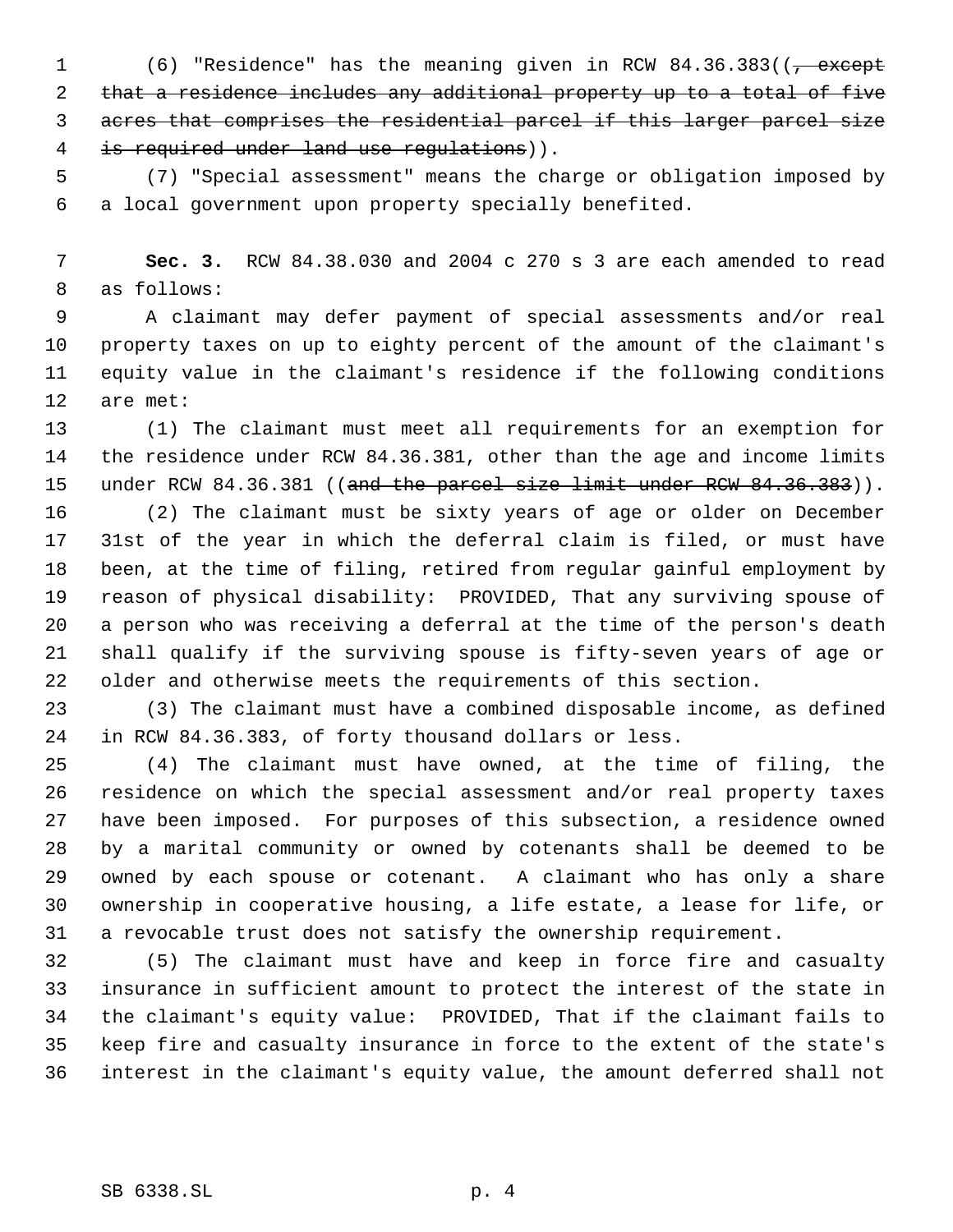(6) "Residence" has the meaning given in RCW 84.36.383((~~, except that a residence includes any additional property up to a total of five acres that comprises the residential parcel if this larger parcel size is required under land use regulations~~)).

(7) "Special assessment" means the charge or obligation imposed by a local government upon property specially benefited.

**Sec. 3.** RCW 84.38.030 and 2004 c 270 s 3 are each amended to read as follows:

A claimant may defer payment of special assessments and/or real property taxes on up to eighty percent of the amount of the claimant's equity value in the claimant's residence if the following conditions are met:

(1) The claimant must meet all requirements for an exemption for the residence under RCW 84.36.381, other than the age and income limits under RCW 84.36.381 ((~~and the parcel size limit under RCW 84.36.383~~)).

(2) The claimant must be sixty years of age or older on December 31st of the year in which the deferral claim is filed, or must have been, at the time of filing, retired from regular gainful employment by reason of physical disability: PROVIDED, That any surviving spouse of a person who was receiving a deferral at the time of the person's death shall qualify if the surviving spouse is fifty-seven years of age or older and otherwise meets the requirements of this section.

(3) The claimant must have a combined disposable income, as defined in RCW 84.36.383, of forty thousand dollars or less.

(4) The claimant must have owned, at the time of filing, the residence on which the special assessment and/or real property taxes have been imposed. For purposes of this subsection, a residence owned by a marital community or owned by cotenants shall be deemed to be owned by each spouse or cotenant. A claimant who has only a share ownership in cooperative housing, a life estate, a lease for life, or a revocable trust does not satisfy the ownership requirement.

(5) The claimant must have and keep in force fire and casualty insurance in sufficient amount to protect the interest of the state in the claimant's equity value: PROVIDED, That if the claimant fails to keep fire and casualty insurance in force to the extent of the state's interest in the claimant's equity value, the amount deferred shall not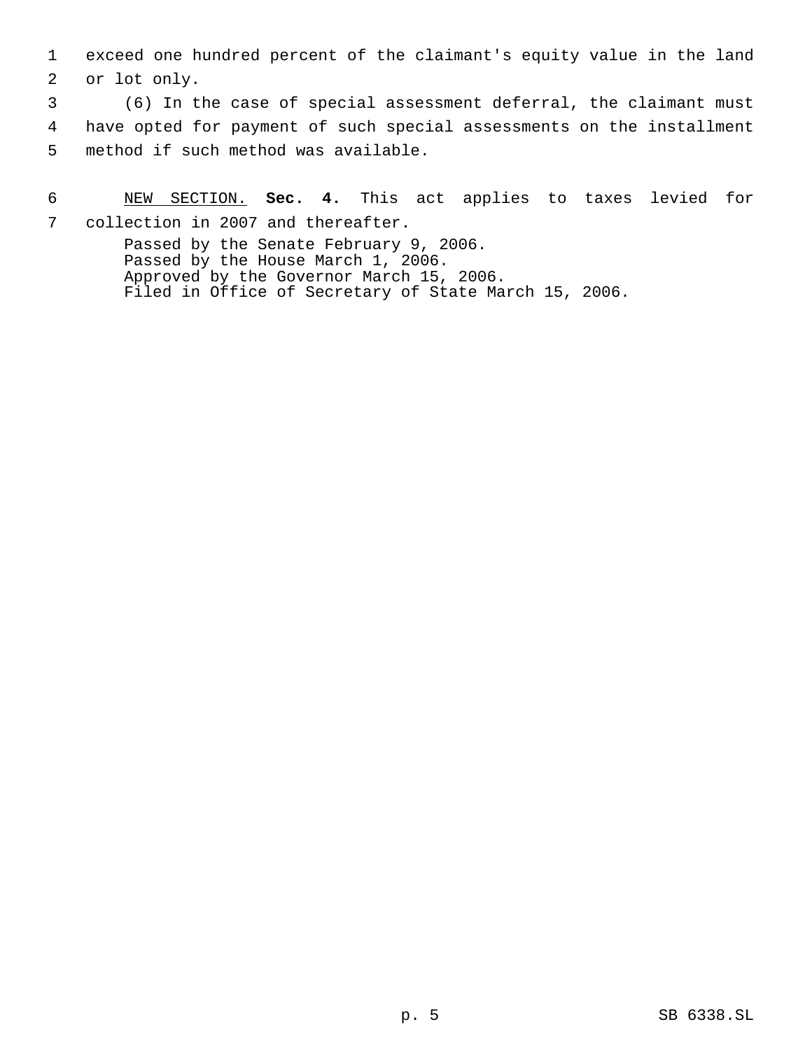exceed one hundred percent of the claimant's equity value in the land or lot only.

(6) In the case of special assessment deferral, the claimant must have opted for payment of such special assessments on the installment method if such method was available.

NEW SECTION. **Sec. 4.** This act applies to taxes levied for collection in 2007 and thereafter.

Passed by the Senate February 9, 2006.
Passed by the House March 1, 2006.
Approved by the Governor March 15, 2006.
Filed in Office of Secretary of State March 15, 2006.